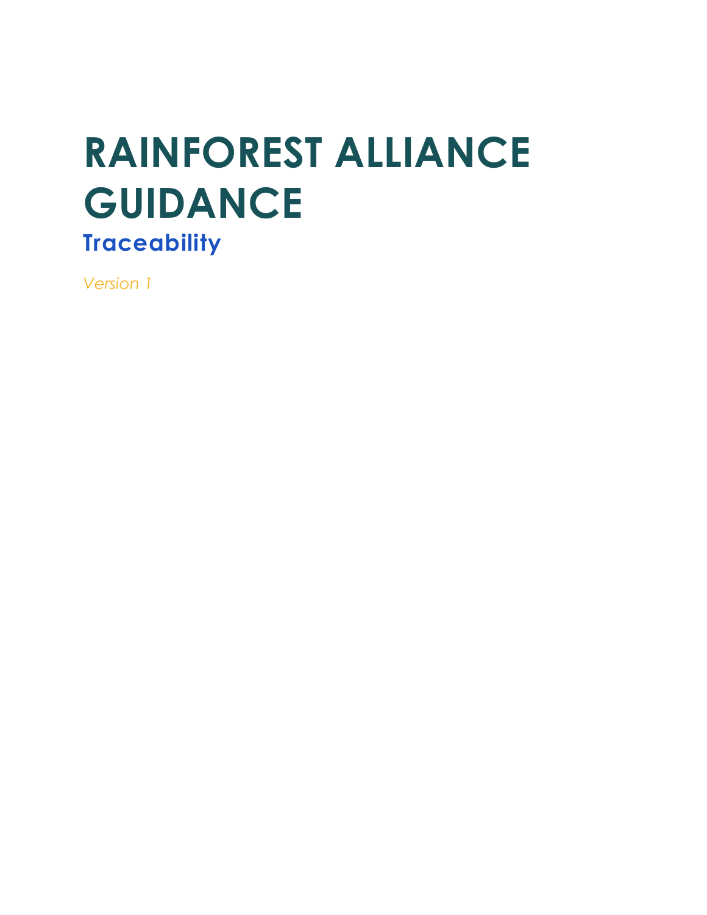# RAINFOREST ALLIANCE GUIDANCE

## Traceability

*Version 1*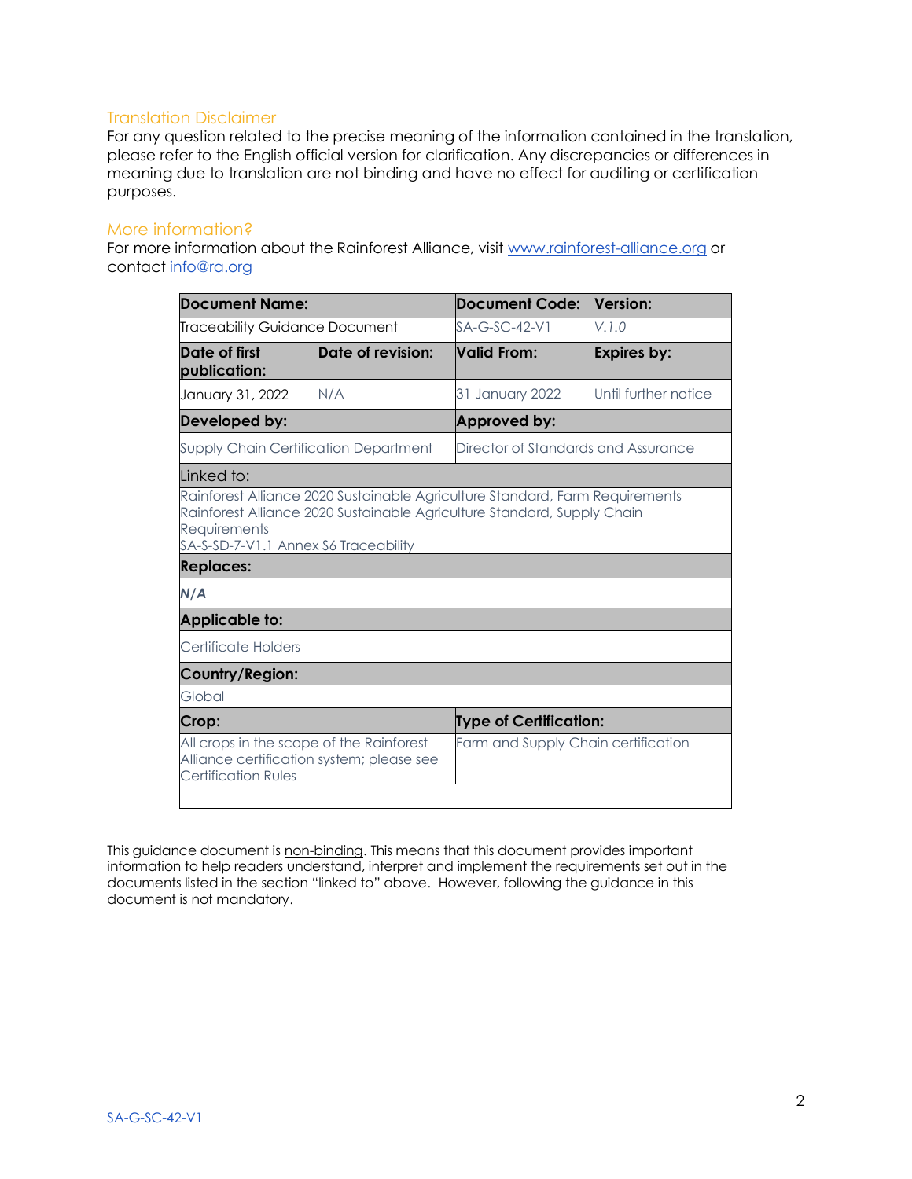## Translation Disclaimer

For any question related to the precise meaning of the information contained in the translation, please refer to the English official version for clarification. Any discrepancies or differences in meaning due to translation are not binding and have no effect for auditing or certification purposes.

## More information?

For more information about the Rainforest Alliance, visit www.rainforest-alliance.org or contact info@ra.org

| **Document Name:** | | **Document Code:** | **Version:** |
|---|---|---|---|
| Traceability Guidance Document | | SA-G-SC-42-V1 | *V.1.0* |
| **Date of first publication:** | **Date of revision:** | **Valid From:** | **Expires by:** |
| January 31, 2022 | N/A | 31 January 2022 | Until further notice |
| **Developed by:** | | **Approved by:** | |
| Supply Chain Certification Department | | Director of Standards and Assurance | |
| Linked to: | | | |
| Rainforest Alliance 2020 Sustainable Agriculture Standard, Farm Requirements<br>Rainforest Alliance 2020 Sustainable Agriculture Standard, Supply Chain Requirements<br>SA-S-SD-7-V1.1 Annex S6 Traceability | | | |
| **Replaces:** | | | |
| ***N/A*** | | | |
| **Applicable to:** | | | |
| Certificate Holders | | | |
| **Country/Region:** | | | |
| Global | | | |
| **Crop:** | | **Type of Certification:** | |
| All crops in the scope of the Rainforest Alliance certification system; please see Certification Rules | | Farm and Supply Chain certification | |

This guidance document is non-binding. This means that this document provides important information to help readers understand, interpret and implement the requirements set out in the documents listed in the section "linked to" above. However, following the guidance in this document is not mandatory.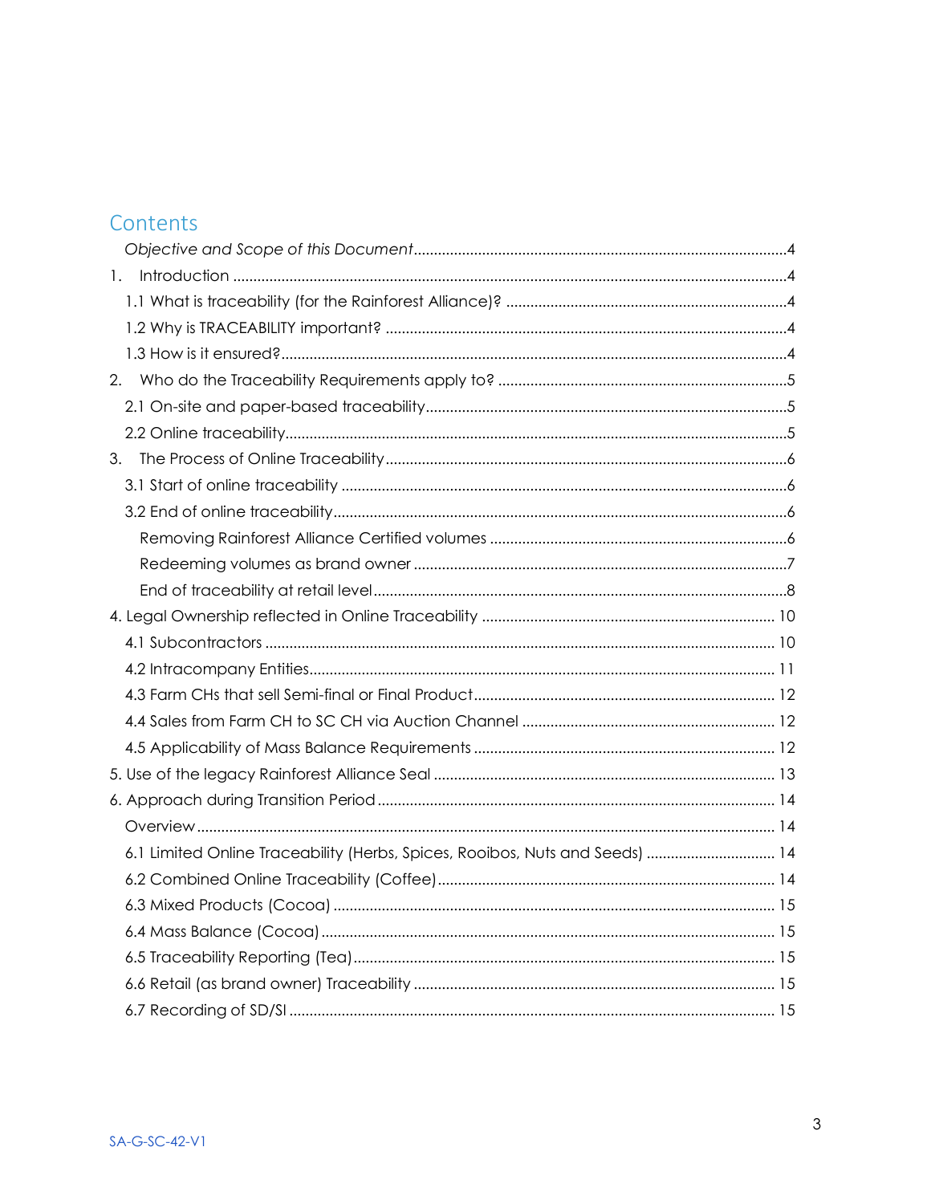## Contents

*Objective and Scope of this Document* .......... 4

1. Introduction .......... 4
   - 1.1 What is traceability (for the Rainforest Alliance)? .......... 4
   - 1.2 Why is TRACEABILITY important? .......... 4
   - 1.3 How is it ensured? .......... 4
2. Who do the Traceability Requirements apply to? .......... 5
   - 2.1 On-site and paper-based traceability .......... 5
   - 2.2 Online traceability .......... 5
3. The Process of Online Traceability .......... 6
   - 3.1 Start of online traceability .......... 6
   - 3.2 End of online traceability .......... 6
     - Removing Rainforest Alliance Certified volumes .......... 6
     - Redeeming volumes as brand owner .......... 7
     - End of traceability at retail level .......... 8

4. Legal Ownership reflected in Online Traceability .......... 10
   - 4.1 Subcontractors .......... 10
   - 4.2 Intracompany Entities .......... 11
   - 4.3 Farm CHs that sell Semi-final or Final Product .......... 12
   - 4.4 Sales from Farm CH to SC CH via Auction Channel .......... 12
   - 4.5 Applicability of Mass Balance Requirements .......... 12

5. Use of the legacy Rainforest Alliance Seal .......... 13

6. Approach during Transition Period .......... 14
   - Overview .......... 14
   - 6.1 Limited Online Traceability (Herbs, Spices, Rooibos, Nuts and Seeds) .......... 14
   - 6.2 Combined Online Traceability (Coffee) .......... 14
   - 6.3 Mixed Products (Cocoa) .......... 15
   - 6.4 Mass Balance (Cocoa) .......... 15
   - 6.5 Traceability Reporting (Tea) .......... 15
   - 6.6 Retail (as brand owner) Traceability .......... 15
   - 6.7 Recording of SD/SI .......... 15

SA-G-SC-42-V1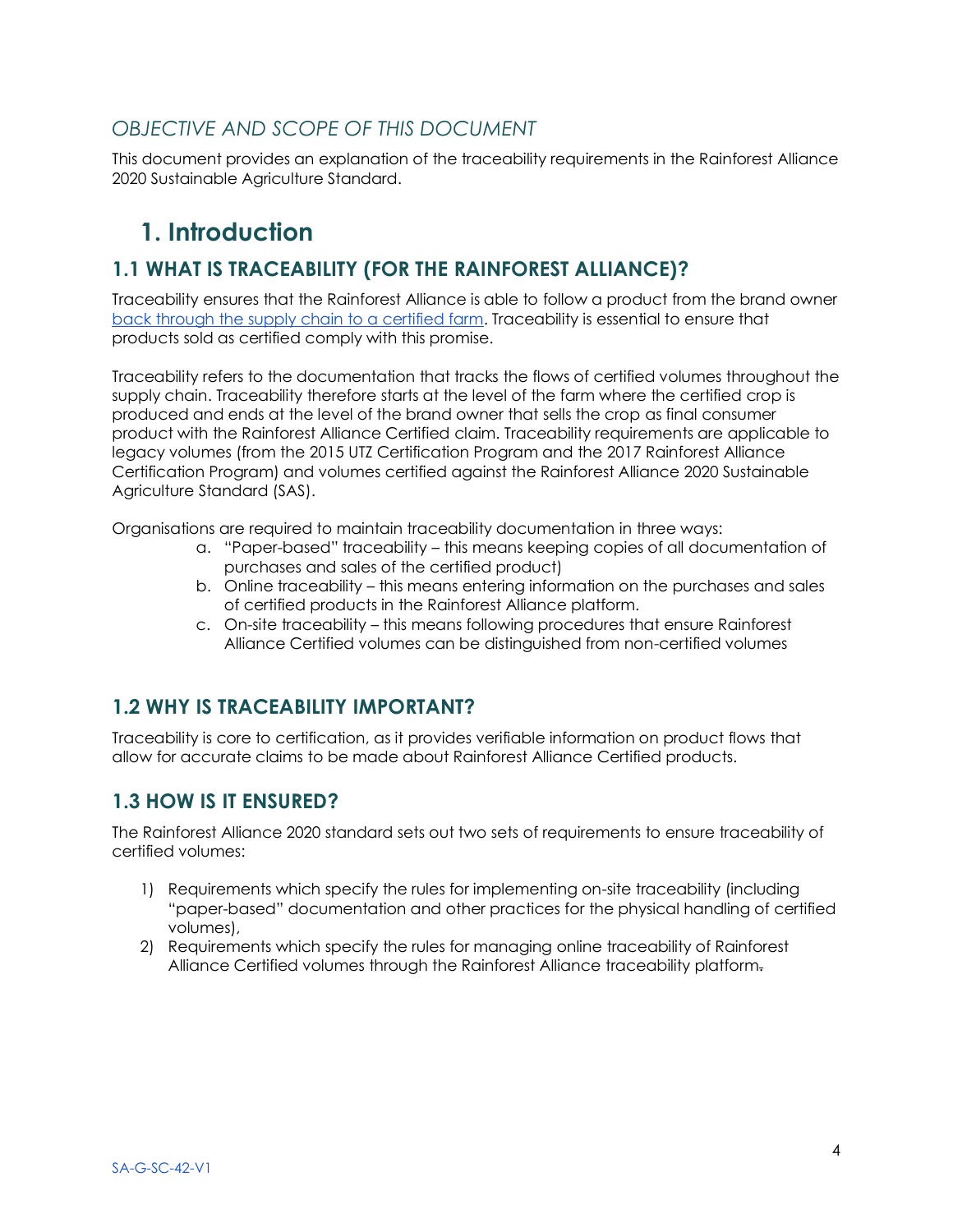## *OBJECTIVE AND SCOPE OF THIS DOCUMENT*

This document provides an explanation of the traceability requirements in the Rainforest Alliance 2020 Sustainable Agriculture Standard.

# 1. Introduction

## 1.1 WHAT IS TRACEABILITY (FOR THE RAINFOREST ALLIANCE)?

Traceability ensures that the Rainforest Alliance is able to follow a product from the brand owner back through the supply chain to a certified farm. Traceability is essential to ensure that products sold as certified comply with this promise.

Traceability refers to the documentation that tracks the flows of certified volumes throughout the supply chain. Traceability therefore starts at the level of the farm where the certified crop is produced and ends at the level of the brand owner that sells the crop as final consumer product with the Rainforest Alliance Certified claim. Traceability requirements are applicable to legacy volumes (from the 2015 UTZ Certification Program and the 2017 Rainforest Alliance Certification Program) and volumes certified against the Rainforest Alliance 2020 Sustainable Agriculture Standard (SAS).

Organisations are required to maintain traceability documentation in three ways:

a. "Paper-based" traceability – this means keeping copies of all documentation of purchases and sales of the certified product)
b. Online traceability – this means entering information on the purchases and sales of certified products in the Rainforest Alliance platform.
c. On-site traceability – this means following procedures that ensure Rainforest Alliance Certified volumes can be distinguished from non-certified volumes

## 1.2 WHY IS TRACEABILITY IMPORTANT?

Traceability is core to certification, as it provides verifiable information on product flows that allow for accurate claims to be made about Rainforest Alliance Certified products.

## 1.3 HOW IS IT ENSURED?

The Rainforest Alliance 2020 standard sets out two sets of requirements to ensure traceability of certified volumes:

1) Requirements which specify the rules for implementing on-site traceability (including "paper-based" documentation and other practices for the physical handling of certified volumes),
2) Requirements which specify the rules for managing online traceability of Rainforest Alliance Certified volumes through the Rainforest Alliance traceability platform.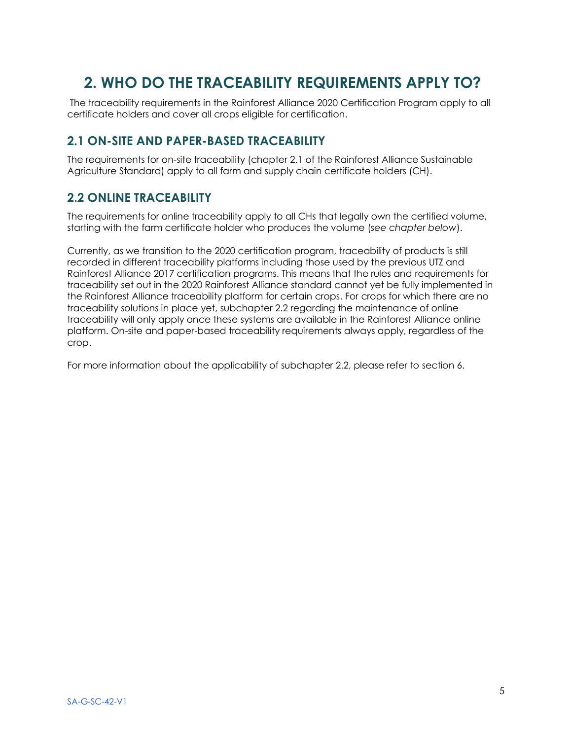# 2. WHO DO THE TRACEABILITY REQUIREMENTS APPLY TO?

The traceability requirements in the Rainforest Alliance 2020 Certification Program apply to all certificate holders and cover all crops eligible for certification.

## 2.1 ON-SITE AND PAPER-BASED TRACEABILITY

The requirements for on-site traceability (chapter 2.1 of the Rainforest Alliance Sustainable Agriculture Standard) apply to all farm and supply chain certificate holders (CH).

## 2.2 ONLINE TRACEABILITY

The requirements for online traceability apply to all CHs that legally own the certified volume, starting with the farm certificate holder who produces the volume (*see chapter below*).

Currently, as we transition to the 2020 certification program, traceability of products is still recorded in different traceability platforms including those used by the previous UTZ and Rainforest Alliance 2017 certification programs. This means that the rules and requirements for traceability set out in the 2020 Rainforest Alliance standard cannot yet be fully implemented in the Rainforest Alliance traceability platform for certain crops. For crops for which there are no traceability solutions in place yet, subchapter 2.2 regarding the maintenance of online traceability will only apply once these systems are available in the Rainforest Alliance online platform. On-site and paper-based traceability requirements always apply, regardless of the crop.

For more information about the applicability of subchapter 2.2, please refer to section 6.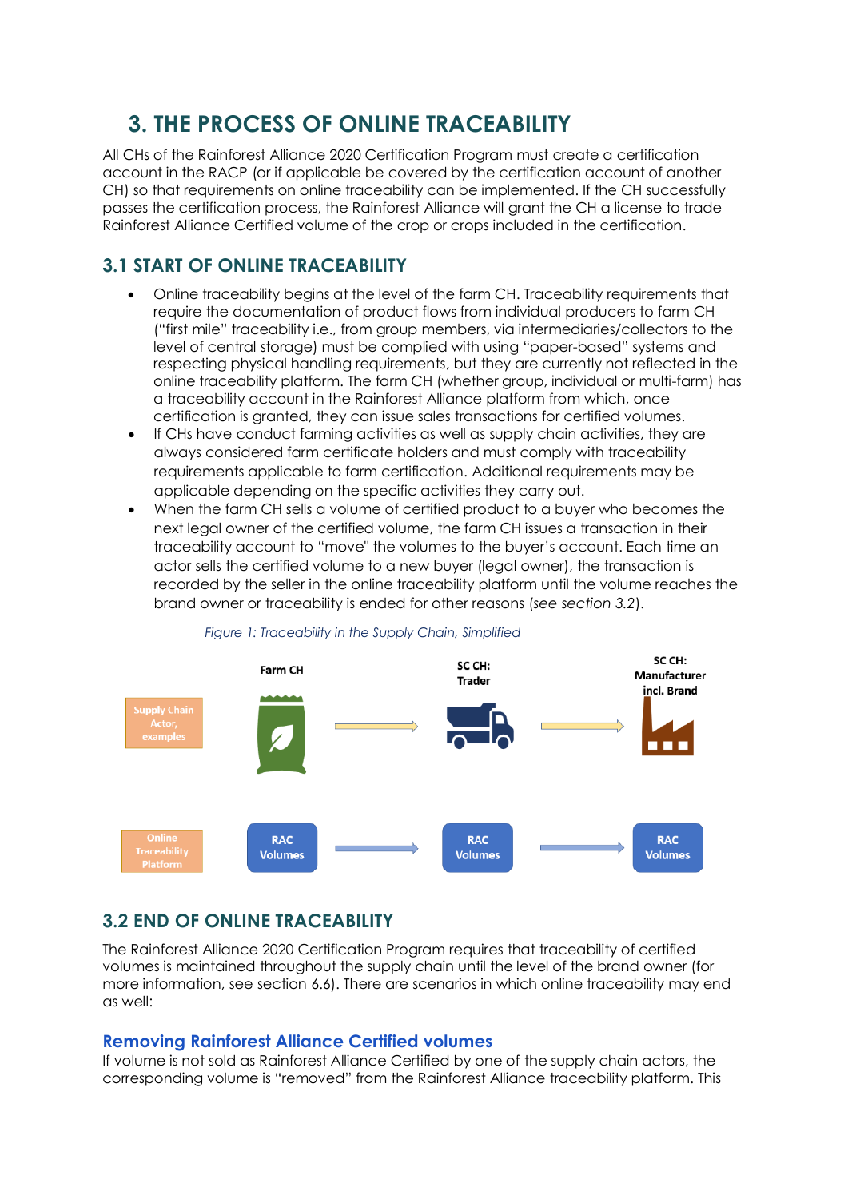# 3. THE PROCESS OF ONLINE TRACEABILITY

All CHs of the Rainforest Alliance 2020 Certification Program must create a certification account in the RACP (or if applicable be covered by the certification account of another CH) so that requirements on online traceability can be implemented. If the CH successfully passes the certification process, the Rainforest Alliance will grant the CH a license to trade Rainforest Alliance Certified volume of the crop or crops included in the certification.

## 3.1 START OF ONLINE TRACEABILITY

- Online traceability begins at the level of the farm CH. Traceability requirements that require the documentation of product flows from individual producers to farm CH ("first mile" traceability i.e., from group members, via intermediaries/collectors to the level of central storage) must be complied with using "paper-based" systems and respecting physical handling requirements, but they are currently not reflected in the online traceability platform. The farm CH (whether group, individual or multi-farm) has a traceability account in the Rainforest Alliance platform from which, once certification is granted, they can issue sales transactions for certified volumes.
- If CHs have conduct farming activities as well as supply chain activities, they are always considered farm certificate holders and must comply with traceability requirements applicable to farm certification. Additional requirements may be applicable depending on the specific activities they carry out.
- When the farm CH sells a volume of certified product to a buyer who becomes the next legal owner of the certified volume, the farm CH issues a transaction in their traceability account to "move" the volumes to the buyer's account. Each time an actor sells the certified volume to a new buyer (legal owner), the transaction is recorded by the seller in the online traceability platform until the volume reaches the brand owner or traceability is ended for other reasons (*see section 3.2*).

*Figure 1: Traceability in the Supply Chain, Simplified*

| | | | | | |
|---|---|---|---|---|---|
| Supply Chain Actor, examples | Farm CH | → | SC CH: Trader | → | SC CH: Manufacturer incl. Brand |
| Online Traceability Platform | RAC Volumes | → | RAC Volumes | → | RAC Volumes |

## 3.2 END OF ONLINE TRACEABILITY

The Rainforest Alliance 2020 Certification Program requires that traceability of certified volumes is maintained throughout the supply chain until the level of the brand owner (for more information, see section 6.6). There are scenarios in which online traceability may end as well:

### Removing Rainforest Alliance Certified volumes

If volume is not sold as Rainforest Alliance Certified by one of the supply chain actors, the corresponding volume is "removed" from the Rainforest Alliance traceability platform. This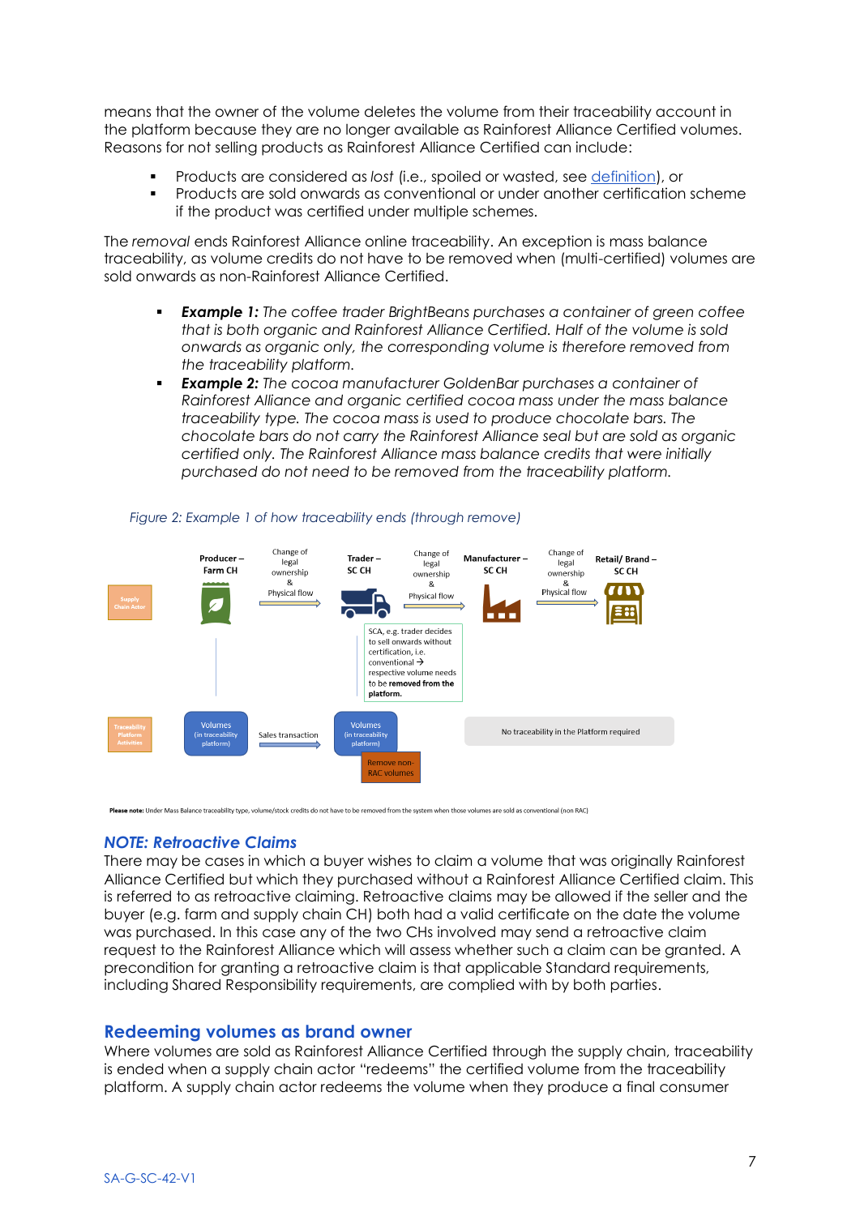means that the owner of the volume deletes the volume from their traceability account in the platform because they are no longer available as Rainforest Alliance Certified volumes. Reasons for not selling products as Rainforest Alliance Certified can include:

- Products are considered as *lost* (i.e., spoiled or wasted, see definition), or
- Products are sold onwards as conventional or under another certification scheme if the product was certified under multiple schemes.

The *removal* ends Rainforest Alliance online traceability. An exception is mass balance traceability, as volume credits do not have to be removed when (multi-certified) volumes are sold onwards as non-Rainforest Alliance Certified.

- ***Example 1:*** *The coffee trader BrightBeans purchases a container of green coffee that is both organic and Rainforest Alliance Certified. Half of the volume is sold onwards as organic only, the corresponding volume is therefore removed from the traceability platform.*
- ***Example 2:*** *The cocoa manufacturer GoldenBar purchases a container of Rainforest Alliance and organic certified cocoa mass under the mass balance traceability type. The cocoa mass is used to produce chocolate bars. The chocolate bars do not carry the Rainforest Alliance seal but are sold as organic certified only. The Rainforest Alliance mass balance credits that were initially purchased do not need to be removed from the traceability platform.*

*Figure 2: Example 1 of how traceability ends (through remove)*

Supply Chain Actor: Producer – Farm CH → (Change of legal ownership & Physical flow) → Trader – SC CH → (Change of legal ownership & Physical flow) → Manufacturer – SC CH → (Change of legal ownership & Physical flow) → Retail/ Brand – SC CH

SCA, e.g. trader decides to sell onwards without certification, i.e. conventional → respective volume needs to be **removed from the platform.**

Traceability Platform Activities: Volumes (in traceability platform) → Sales transaction → Volumes (in traceability platform) → Remove non-RAC volumes; No traceability in the Platform required

**Please note:** Under Mass Balance traceability type, volume/stock credits do not have to be removed from the system when those volumes are sold as conventional (non RAC)

### *NOTE: Retroactive Claims*

There may be cases in which a buyer wishes to claim a volume that was originally Rainforest Alliance Certified but which they purchased without a Rainforest Alliance Certified claim. This is referred to as retroactive claiming. Retroactive claims may be allowed if the seller and the buyer (e.g. farm and supply chain CH) both had a valid certificate on the date the volume was purchased. In this case any of the two CHs involved may send a retroactive claim request to the Rainforest Alliance which will assess whether such a claim can be granted. A precondition for granting a retroactive claim is that applicable Standard requirements, including Shared Responsibility requirements, are complied with by both parties.

## Redeeming volumes as brand owner

Where volumes are sold as Rainforest Alliance Certified through the supply chain, traceability is ended when a supply chain actor "redeems" the certified volume from the traceability platform. A supply chain actor redeems the volume when they produce a final consumer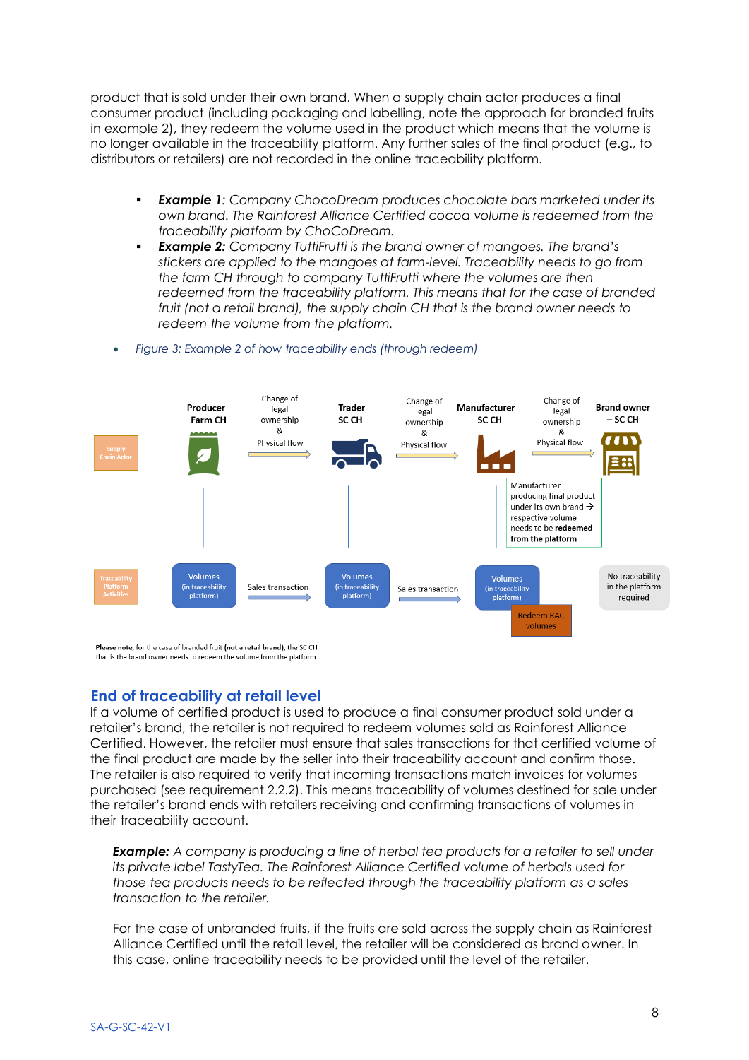product that is sold under their own brand. When a supply chain actor produces a final consumer product (including packaging and labelling, note the approach for branded fruits in example 2), they redeem the volume used in the product which means that the volume is no longer available in the traceability platform. Any further sales of the final product (e.g., to distributors or retailers) are not recorded in the online traceability platform.

- ***Example 1***: *Company ChocoDream produces chocolate bars marketed under its own brand. The Rainforest Alliance Certified cocoa volume is redeemed from the traceability platform by ChoCoDream.*
- ***Example 2:*** *Company TuttiFrutti is the brand owner of mangoes. The brand's stickers are applied to the mangoes at farm-level. Traceability needs to go from the farm CH through to company TuttiFrutti where the volumes are then redeemed from the traceability platform. This means that for the case of branded fruit (not a retail brand), the supply chain CH that is the brand owner needs to redeem the volume from the platform.*

- *Figure 3: Example 2 of how traceability ends (through redeem)*

| Supply Chain Actor | Producer – Farm CH | Change of legal ownership & Physical flow | Trader – SC CH | Change of legal ownership & Physical flow | Manufacturer – SC CH | Change of legal ownership & Physical flow | Brand owner – SC CH |
|---|---|---|---|---|---|---|---|
| | | | | | Manufacturer producing final product under its own brand → respective volume needs to be **redeemed from the platform** | | |
| Traceability Platform Activities | Volumes (in traceability platform) | Sales transaction | Volumes (in traceability platform) | Sales transaction | Volumes (in traceability platform) / Redeem RAC volumes | | No traceability in the platform required |

**Please note,** for the case of branded fruit **(not a retail brand),** the SC CH that is the brand owner needs to redeem the volume from the platform

## End of traceability at retail level

If a volume of certified product is used to produce a final consumer product sold under a retailer's brand, the retailer is not required to redeem volumes sold as Rainforest Alliance Certified. However, the retailer must ensure that sales transactions for that certified volume of the final product are made by the seller into their traceability account and confirm those. The retailer is also required to verify that incoming transactions match invoices for volumes purchased (see requirement 2.2.2). This means traceability of volumes destined for sale under the retailer's brand ends with retailers receiving and confirming transactions of volumes in their traceability account.

***Example:*** *A company is producing a line of herbal tea products for a retailer to sell under its private label TastyTea. The Rainforest Alliance Certified volume of herbals used for those tea products needs to be reflected through the traceability platform as a sales transaction to the retailer.*

For the case of unbranded fruits, if the fruits are sold across the supply chain as Rainforest Alliance Certified until the retail level, the retailer will be considered as brand owner. In this case, online traceability needs to be provided until the level of the retailer.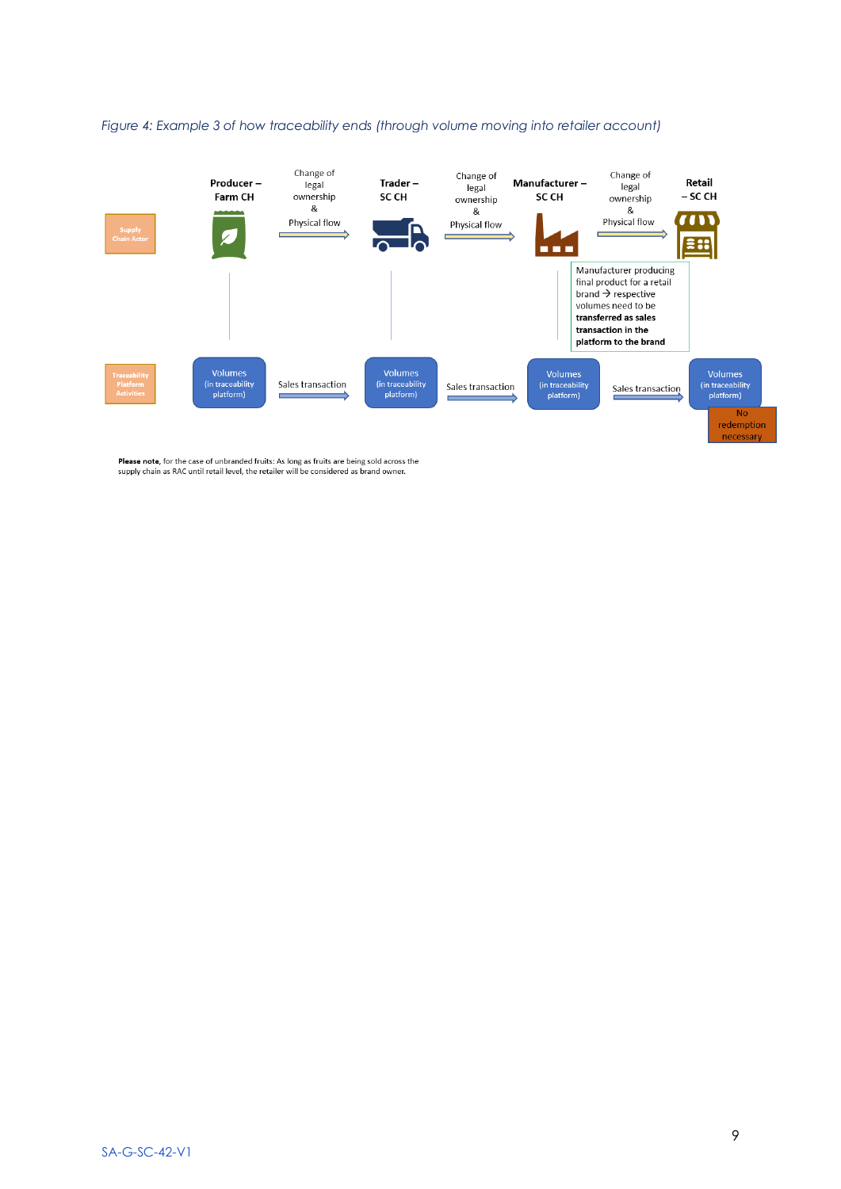*Figure 4: Example 3 of how traceability ends (through volume moving into retailer account)*

Supply Chain Actor

Producer – Farm CH

Change of legal ownership & Physical flow

Trader – SC CH

Change of legal ownership & Physical flow

Manufacturer – SC CH

Change of legal ownership & Physical flow

Retail – SC CH

Manufacturer producing final product for a retail brand → respective volumes need to be **transferred as sales transaction in the platform to the brand**

Traceability Platform Activities

Volumes (in traceability platform)

Sales transaction

Volumes (in traceability platform)

Sales transaction

Volumes (in traceability platform)

Sales transaction

Volumes (in traceability platform)

No redemption necessary

**Please note**, for the case of unbranded fruits: As long as fruits are being sold across the supply chain as RAC until retail level, the retailer will be considered as brand owner.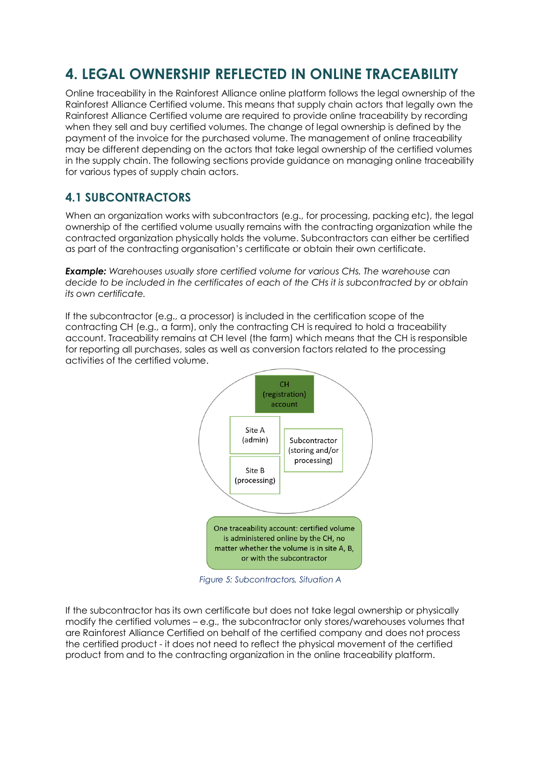# 4. LEGAL OWNERSHIP REFLECTED IN ONLINE TRACEABILITY

Online traceability in the Rainforest Alliance online platform follows the legal ownership of the Rainforest Alliance Certified volume. This means that supply chain actors that legally own the Rainforest Alliance Certified volume are required to provide online traceability by recording when they sell and buy certified volumes. The change of legal ownership is defined by the payment of the invoice for the purchased volume. The management of online traceability may be different depending on the actors that take legal ownership of the certified volumes in the supply chain. The following sections provide guidance on managing online traceability for various types of supply chain actors.

## 4.1 SUBCONTRACTORS

When an organization works with subcontractors (e.g., for processing, packing etc), the legal ownership of the certified volume usually remains with the contracting organization while the contracted organization physically holds the volume. Subcontractors can either be certified as part of the contracting organisation's certificate or obtain their own certificate.

***Example:*** *Warehouses usually store certified volume for various CHs. The warehouse can decide to be included in the certificates of each of the CHs it is subcontracted by or obtain its own certificate.*

If the subcontractor (e.g., a processor) is included in the certification scope of the contracting CH (e.g., a farm), only the contracting CH is required to hold a traceability account. Traceability remains at CH level (the farm) which means that the CH is responsible for reporting all purchases, sales as well as conversion factors related to the processing activities of the certified volume.

CH (registration) account

Site A (admin)

Site B (processing)

Subcontractor (storing and/or processing)

One traceability account: certified volume is administered online by the CH, no matter whether the volume is in site A, B, or with the subcontractor

*Figure 5: Subcontractors, Situation A*

If the subcontractor has its own certificate but does not take legal ownership or physically modify the certified volumes – e.g., the subcontractor only stores/warehouses volumes that are Rainforest Alliance Certified on behalf of the certified company and does not process the certified product - it does not need to reflect the physical movement of the certified product from and to the contracting organization in the online traceability platform.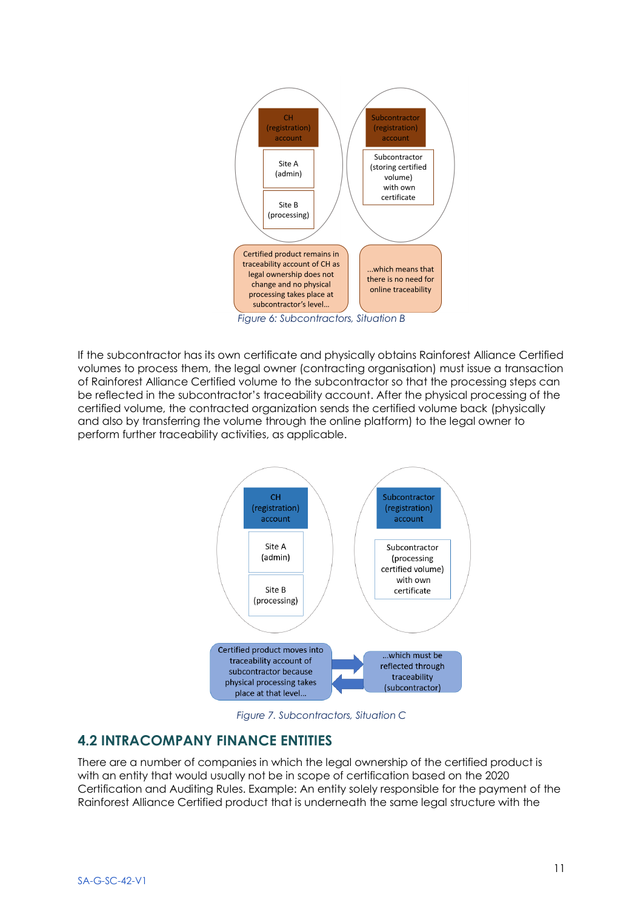CH (registration) account

Site A (admin)

Site B (processing)

Subcontractor (registration) account

Subcontractor (storing certified volume) with own certificate

Certified product remains in traceability account of CH as legal ownership does not change and no physical processing takes place at subcontractor's level...

...which means that there is no need for online traceability

*Figure 6: Subcontractors, Situation B*

If the subcontractor has its own certificate and physically obtains Rainforest Alliance Certified volumes to process them, the legal owner (contracting organisation) must issue a transaction of Rainforest Alliance Certified volume to the subcontractor so that the processing steps can be reflected in the subcontractor's traceability account. After the physical processing of the certified volume, the contracted organization sends the certified volume back (physically and also by transferring the volume through the online platform) to the legal owner to perform further traceability activities, as applicable.

CH (registration) account

Site A (admin)

Site B (processing)

Subcontractor (registration) account

Subcontractor (processing certified volume) with own certificate

Certified product moves into traceability account of subcontractor because physical processing takes place at that level...

...which must be reflected through traceability (subcontractor)

*Figure 7. Subcontractors, Situation C*

## 4.2 INTRACOMPANY FINANCE ENTITIES

There are a number of companies in which the legal ownership of the certified product is with an entity that would usually not be in scope of certification based on the 2020 Certification and Auditing Rules. Example: An entity solely responsible for the payment of the Rainforest Alliance Certified product that is underneath the same legal structure with the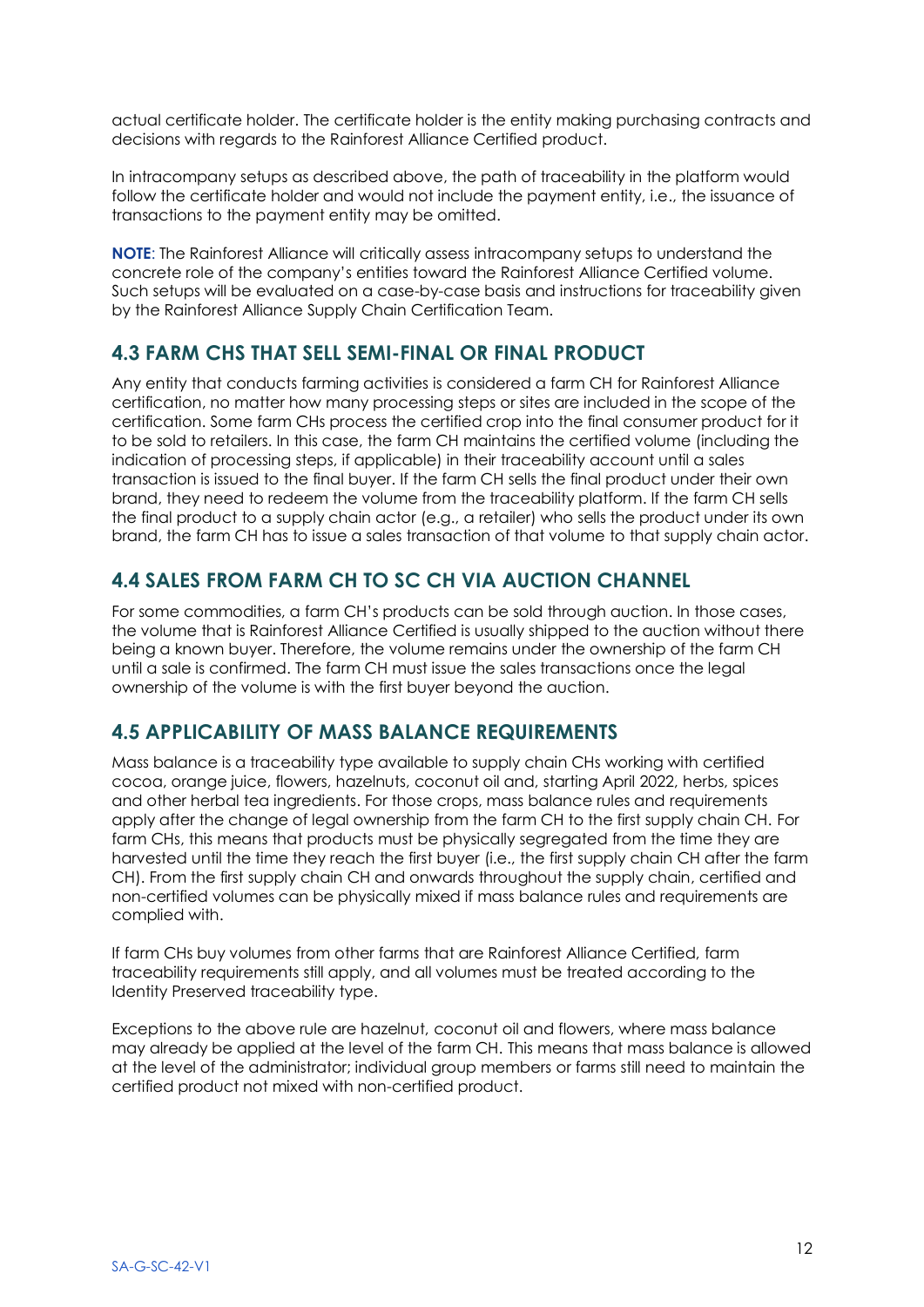actual certificate holder. The certificate holder is the entity making purchasing contracts and decisions with regards to the Rainforest Alliance Certified product.

In intracompany setups as described above, the path of traceability in the platform would follow the certificate holder and would not include the payment entity, i.e., the issuance of transactions to the payment entity may be omitted.

**NOTE**: The Rainforest Alliance will critically assess intracompany setups to understand the concrete role of the company's entities toward the Rainforest Alliance Certified volume. Such setups will be evaluated on a case-by-case basis and instructions for traceability given by the Rainforest Alliance Supply Chain Certification Team.

## 4.3 FARM CHS THAT SELL SEMI-FINAL OR FINAL PRODUCT

Any entity that conducts farming activities is considered a farm CH for Rainforest Alliance certification, no matter how many processing steps or sites are included in the scope of the certification. Some farm CHs process the certified crop into the final consumer product for it to be sold to retailers. In this case, the farm CH maintains the certified volume (including the indication of processing steps, if applicable) in their traceability account until a sales transaction is issued to the final buyer. If the farm CH sells the final product under their own brand, they need to redeem the volume from the traceability platform. If the farm CH sells the final product to a supply chain actor (e.g., a retailer) who sells the product under its own brand, the farm CH has to issue a sales transaction of that volume to that supply chain actor.

## 4.4 SALES FROM FARM CH TO SC CH VIA AUCTION CHANNEL

For some commodities, a farm CH's products can be sold through auction. In those cases, the volume that is Rainforest Alliance Certified is usually shipped to the auction without there being a known buyer. Therefore, the volume remains under the ownership of the farm CH until a sale is confirmed. The farm CH must issue the sales transactions once the legal ownership of the volume is with the first buyer beyond the auction.

## 4.5 APPLICABILITY OF MASS BALANCE REQUIREMENTS

Mass balance is a traceability type available to supply chain CHs working with certified cocoa, orange juice, flowers, hazelnuts, coconut oil and, starting April 2022, herbs, spices and other herbal tea ingredients. For those crops, mass balance rules and requirements apply after the change of legal ownership from the farm CH to the first supply chain CH. For farm CHs, this means that products must be physically segregated from the time they are harvested until the time they reach the first buyer (i.e., the first supply chain CH after the farm CH). From the first supply chain CH and onwards throughout the supply chain, certified and non-certified volumes can be physically mixed if mass balance rules and requirements are complied with.

If farm CHs buy volumes from other farms that are Rainforest Alliance Certified, farm traceability requirements still apply, and all volumes must be treated according to the Identity Preserved traceability type.

Exceptions to the above rule are hazelnut, coconut oil and flowers, where mass balance may already be applied at the level of the farm CH. This means that mass balance is allowed at the level of the administrator; individual group members or farms still need to maintain the certified product not mixed with non-certified product.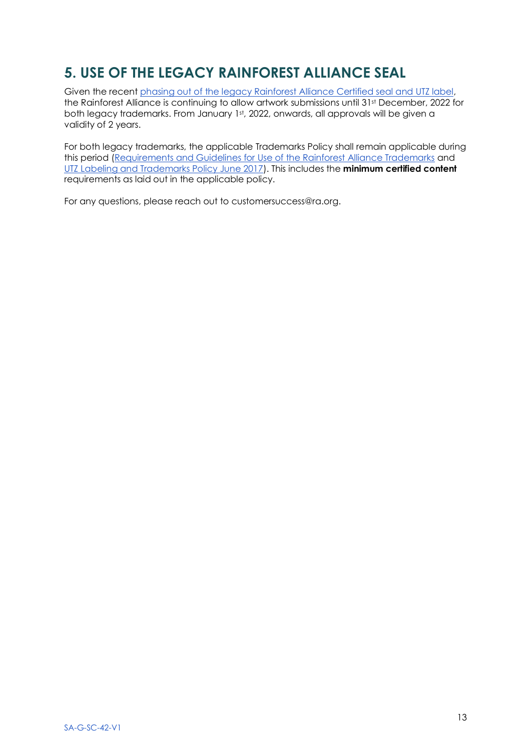# 5. USE OF THE LEGACY RAINFOREST ALLIANCE SEAL

Given the recent phasing out of the legacy Rainforest Alliance Certified seal and UTZ label, the Rainforest Alliance is continuing to allow artwork submissions until 31st December, 2022 for both legacy trademarks. From January 1st, 2022, onwards, all approvals will be given a validity of 2 years.

For both legacy trademarks, the applicable Trademarks Policy shall remain applicable during this period (Requirements and Guidelines for Use of the Rainforest Alliance Trademarks and UTZ Labeling and Trademarks Policy June 2017). This includes the **minimum certified content** requirements as laid out in the applicable policy.

For any questions, please reach out to customersuccess@ra.org.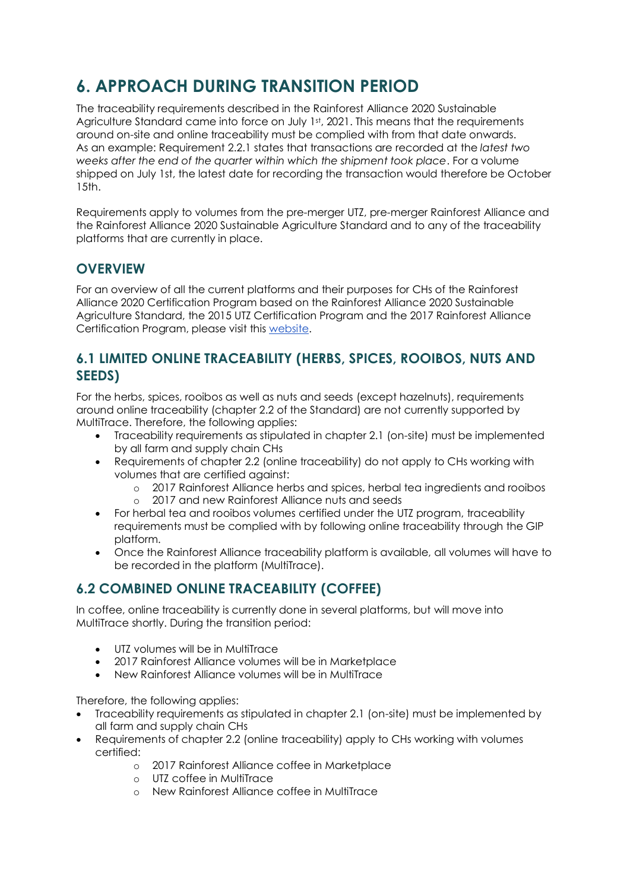# 6. APPROACH DURING TRANSITION PERIOD

The traceability requirements described in the Rainforest Alliance 2020 Sustainable Agriculture Standard came into force on July 1st, 2021. This means that the requirements around on-site and online traceability must be complied with from that date onwards. As an example: Requirement 2.2.1 states that transactions are recorded at the *latest two weeks after the end of the quarter within which the shipment took place*. For a volume shipped on July 1st, the latest date for recording the transaction would therefore be October 15th.

Requirements apply to volumes from the pre-merger UTZ, pre-merger Rainforest Alliance and the Rainforest Alliance 2020 Sustainable Agriculture Standard and to any of the traceability platforms that are currently in place.

## OVERVIEW

For an overview of all the current platforms and their purposes for CHs of the Rainforest Alliance 2020 Certification Program based on the Rainforest Alliance 2020 Sustainable Agriculture Standard, the 2015 UTZ Certification Program and the 2017 Rainforest Alliance Certification Program, please visit this website.

## 6.1 LIMITED ONLINE TRACEABILITY (HERBS, SPICES, ROOIBOS, NUTS AND SEEDS)

For the herbs, spices, rooibos as well as nuts and seeds (except hazelnuts), requirements around online traceability (chapter 2.2 of the Standard) are not currently supported by MultiTrace. Therefore, the following applies:

- Traceability requirements as stipulated in chapter 2.1 (on-site) must be implemented by all farm and supply chain CHs
- Requirements of chapter 2.2 (online traceability) do not apply to CHs working with volumes that are certified against:
  - 2017 Rainforest Alliance herbs and spices, herbal tea ingredients and rooibos
  - 2017 and new Rainforest Alliance nuts and seeds
- For herbal tea and rooibos volumes certified under the UTZ program, traceability requirements must be complied with by following online traceability through the GIP platform.
- Once the Rainforest Alliance traceability platform is available, all volumes will have to be recorded in the platform (MultiTrace).

## 6.2 COMBINED ONLINE TRACEABILITY (COFFEE)

In coffee, online traceability is currently done in several platforms, but will move into MultiTrace shortly. During the transition period:

- UTZ volumes will be in MultiTrace
- 2017 Rainforest Alliance volumes will be in Marketplace
- New Rainforest Alliance volumes will be in MultiTrace

Therefore, the following applies:

- Traceability requirements as stipulated in chapter 2.1 (on-site) must be implemented by all farm and supply chain CHs
- Requirements of chapter 2.2 (online traceability) apply to CHs working with volumes certified:
  - 2017 Rainforest Alliance coffee in Marketplace
  - UTZ coffee in MultiTrace
  - New Rainforest Alliance coffee in MultiTrace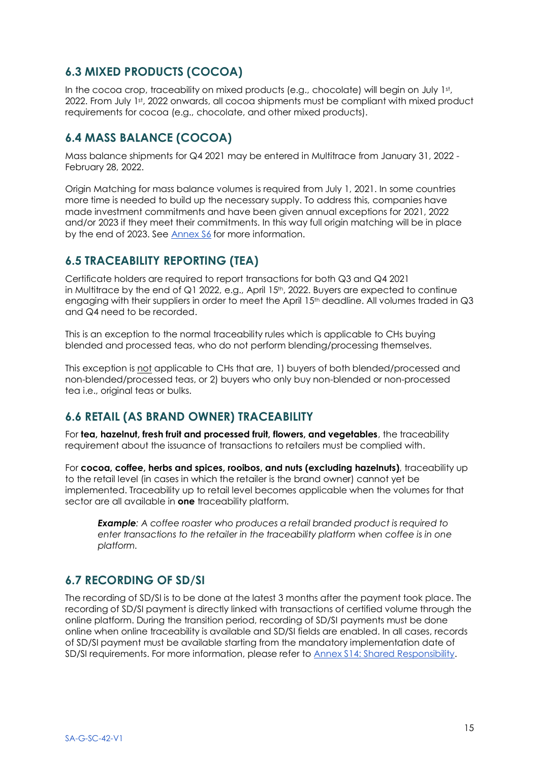## 6.3 MIXED PRODUCTS (COCOA)

In the cocoa crop, traceability on mixed products (e.g., chocolate) will begin on July 1st, 2022. From July 1st, 2022 onwards, all cocoa shipments must be compliant with mixed product requirements for cocoa (e.g., chocolate, and other mixed products).

## 6.4 MASS BALANCE (COCOA)

Mass balance shipments for Q4 2021 may be entered in Multitrace from January 31, 2022 - February 28, 2022.

Origin Matching for mass balance volumes is required from July 1, 2021. In some countries more time is needed to build up the necessary supply. To address this, companies have made investment commitments and have been given annual exceptions for 2021, 2022 and/or 2023 if they meet their commitments. In this way full origin matching will be in place by the end of 2023. See Annex S6 for more information.

## 6.5 TRACEABILITY REPORTING (TEA)

Certificate holders are required to report transactions for both Q3 and Q4 2021 in Multitrace by the end of Q1 2022, e.g., April 15th, 2022. Buyers are expected to continue engaging with their suppliers in order to meet the April 15th deadline. All volumes traded in Q3 and Q4 need to be recorded.

This is an exception to the normal traceability rules which is applicable to CHs buying blended and processed teas, who do not perform blending/processing themselves.

This exception is not applicable to CHs that are, 1) buyers of both blended/processed and non-blended/processed teas, or 2) buyers who only buy non-blended or non-processed tea i.e., original teas or bulks.

## 6.6 RETAIL (AS BRAND OWNER) TRACEABILITY

For **tea, hazelnut, fresh fruit and processed fruit, flowers, and vegetables**, the traceability requirement about the issuance of transactions to retailers must be complied with.

For **cocoa, coffee, herbs and spices, rooibos, and nuts (excluding hazelnuts)**, traceability up to the retail level (in cases in which the retailer is the brand owner) cannot yet be implemented. Traceability up to retail level becomes applicable when the volumes for that sector are all available in **one** traceability platform.

> ***Example**: A coffee roaster who produces a retail branded product is required to enter transactions to the retailer in the traceability platform when coffee is in one platform.*

## 6.7 RECORDING OF SD/SI

The recording of SD/SI is to be done at the latest 3 months after the payment took place. The recording of SD/SI payment is directly linked with transactions of certified volume through the online platform. During the transition period, recording of SD/SI payments must be done online when online traceability is available and SD/SI fields are enabled. In all cases, records of SD/SI payment must be available starting from the mandatory implementation date of SD/SI requirements. For more information, please refer to Annex S14: Shared Responsibility.